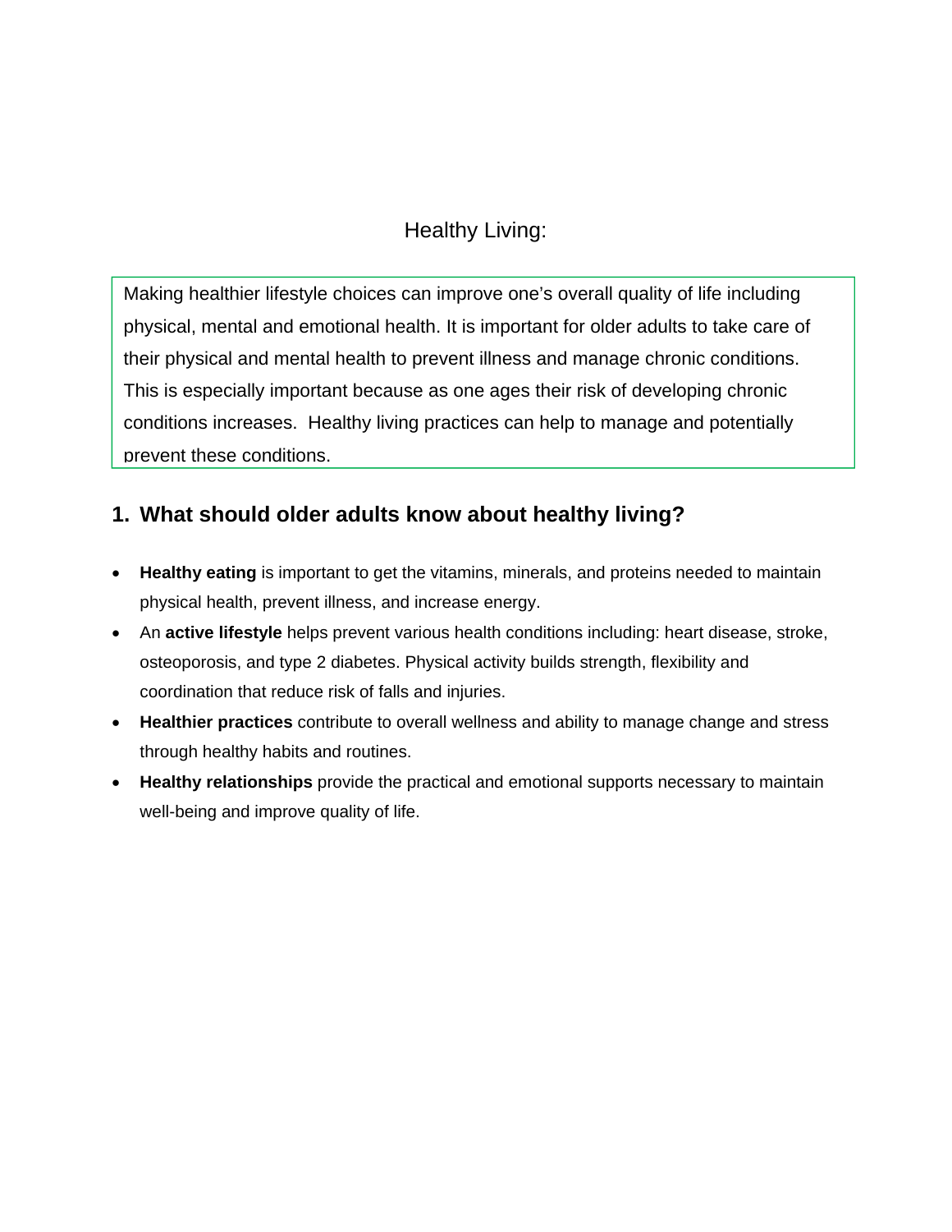# Healthy Living:

Making healthier lifestyle choices can improve one's overall quality of life including physical, mental and emotional health. It is important for older adults to take care of their physical and mental health to prevent illness and manage chronic conditions. This is especially important because as one ages their risk of developing chronic conditions increases. Healthy living practices can help to manage and potentially prevent these conditions.

## 1. What should older adults know about healthy living?

- **Healthy eating** is important to get the vitamins, minerals, and proteins needed to maintain physical health, prevent illness, and increase energy.
- An **active lifestyle** helps prevent various health conditions including: heart disease, stroke, osteoporosis, and type 2 diabetes. Physical activity builds strength, flexibility and coordination that reduce risk of falls and injuries.
- **Healthier practices** contribute to overall wellness and ability to manage change and stress through healthy habits and routines.
- **Healthy relationships** provide the practical and emotional supports necessary to maintain well-being and improve quality of life.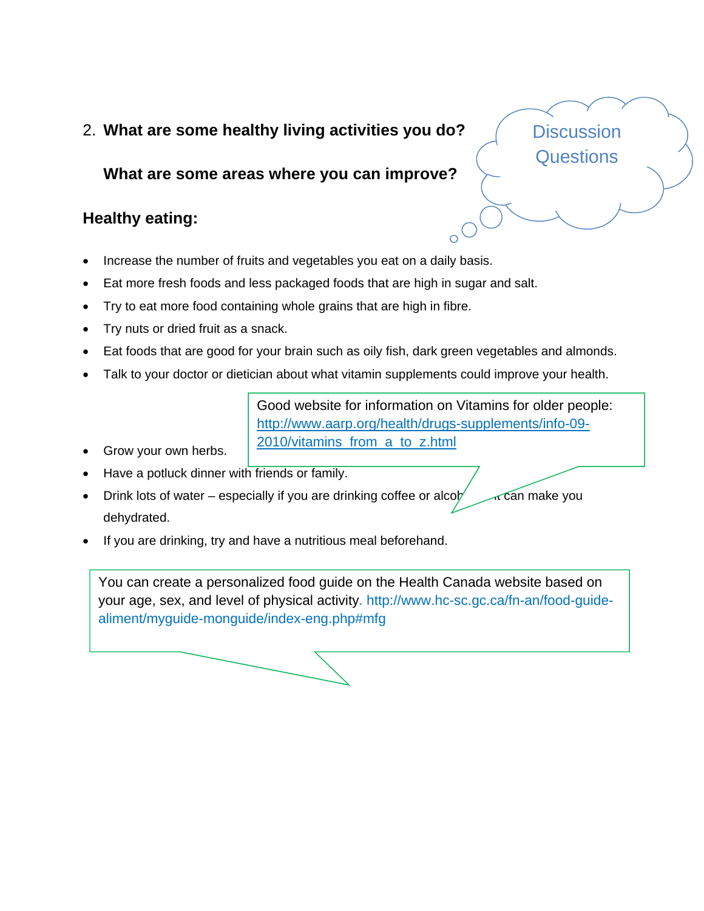2. **What are some healthy living activities you do?**

   **What are some areas where you can improve?**

Discussion Questions

### Healthy eating:

- Increase the number of fruits and vegetables you eat on a daily basis.
- Eat more fresh foods and less packaged foods that are high in sugar and salt.
- Try to eat more food containing whole grains that are high in fibre.
- Try nuts or dried fruit as a snack.
- Eat foods that are good for your brain such as oily fish, dark green vegetables and almonds.
- Talk to your doctor or dietician about what vitamin supplements could improve your health.

> Good website for information on Vitamins for older people: http://www.aarp.org/health/drugs-supplements/info-09-2010/vitamins_from_a_to_z.html

- Grow your own herbs.
- Have a potluck dinner with friends or family.
- Drink lots of water – especially if you are drinking coffee or alcoh... it can make you dehydrated.
- If you are drinking, try and have a nutritious meal beforehand.

> You can create a personalized food guide on the Health Canada website based on your age, sex, and level of physical activity. http://www.hc-sc.gc.ca/fn-an/food-guide-aliment/myguide-monguide/index-eng.php#mfg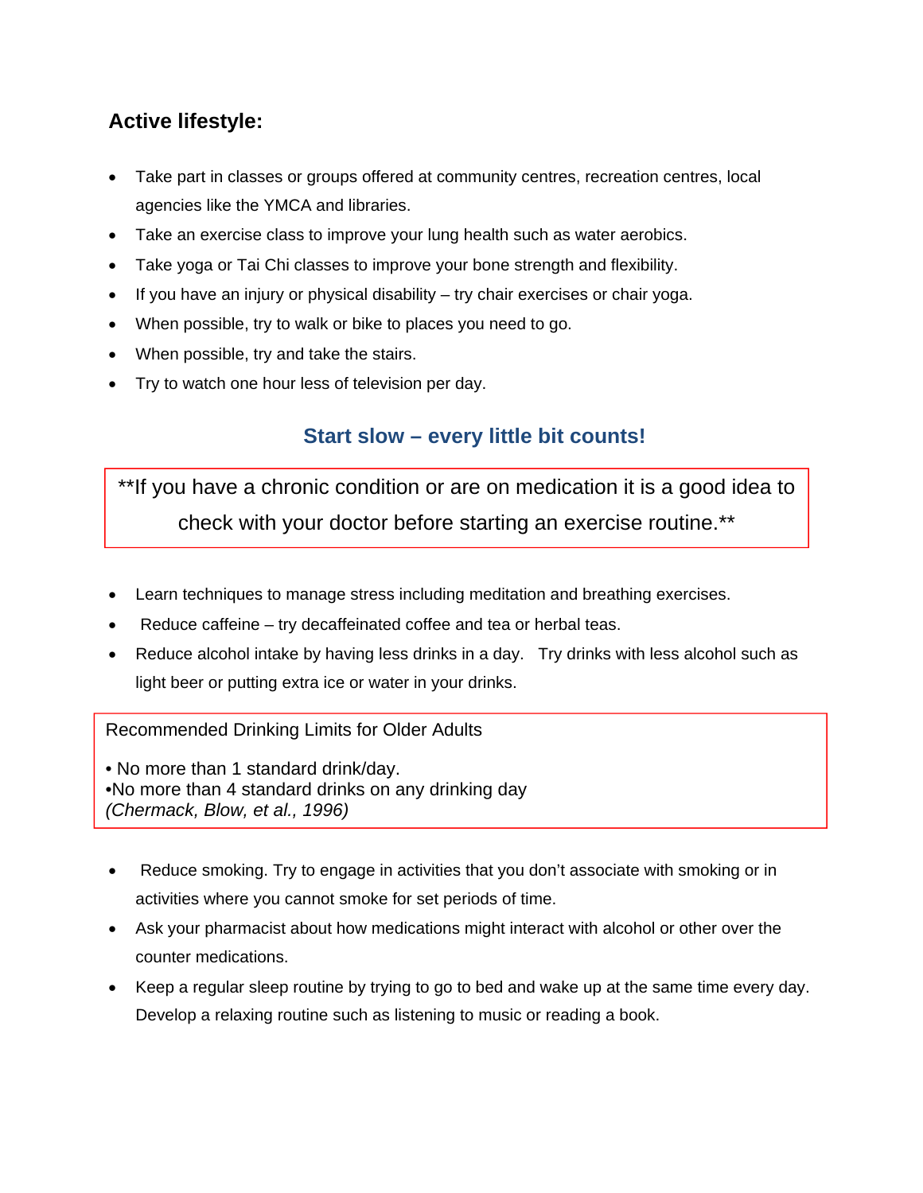### Active lifestyle:

- Take part in classes or groups offered at community centres, recreation centres, local agencies like the YMCA and libraries.
- Take an exercise class to improve your lung health such as water aerobics.
- Take yoga or Tai Chi classes to improve your bone strength and flexibility.
- If you have an injury or physical disability – try chair exercises or chair yoga.
- When possible, try to walk or bike to places you need to go.
- When possible, try and take the stairs.
- Try to watch one hour less of television per day.

**Start slow – every little bit counts!**

**If you have a chronic condition or are on medication it is a good idea to check with your doctor before starting an exercise routine.**

- Learn techniques to manage stress including meditation and breathing exercises.
- Reduce caffeine – try decaffeinated coffee and tea or herbal teas.
- Reduce alcohol intake by having less drinks in a day. Try drinks with less alcohol such as light beer or putting extra ice or water in your drinks.

Recommended Drinking Limits for Older Adults

- No more than 1 standard drink/day.
- No more than 4 standard drinks on any drinking day

*(Chermack, Blow, et al., 1996)*

- Reduce smoking. Try to engage in activities that you don't associate with smoking or in activities where you cannot smoke for set periods of time.
- Ask your pharmacist about how medications might interact with alcohol or other over the counter medications.
- Keep a regular sleep routine by trying to go to bed and wake up at the same time every day. Develop a relaxing routine such as listening to music or reading a book.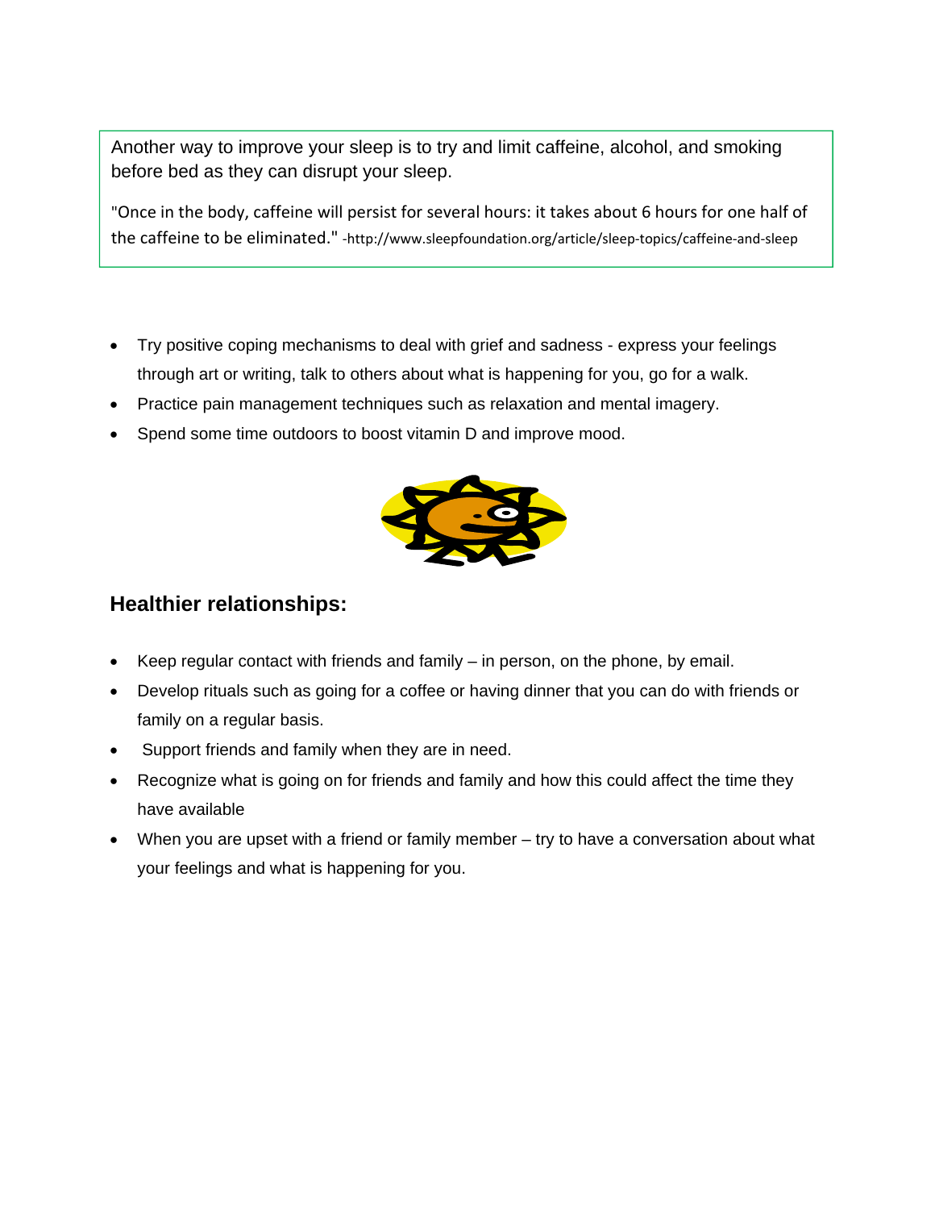Another way to improve your sleep is to try and limit caffeine, alcohol, and smoking before bed as they can disrupt your sleep.

"Once in the body, caffeine will persist for several hours: it takes about 6 hours for one half of the caffeine to be eliminated." -http://www.sleepfoundation.org/article/sleep-topics/caffeine-and-sleep

- Try positive coping mechanisms to deal with grief and sadness - express your feelings through art or writing, talk to others about what is happening for you, go for a walk.
- Practice pain management techniques such as relaxation and mental imagery.
- Spend some time outdoors to boost vitamin D and improve mood.

## Healthier relationships:

- Keep regular contact with friends and family – in person, on the phone, by email.
- Develop rituals such as going for a coffee or having dinner that you can do with friends or family on a regular basis.
- Support friends and family when they are in need.
- Recognize what is going on for friends and family and how this could affect the time they have available
- When you are upset with a friend or family member – try to have a conversation about what your feelings and what is happening for you.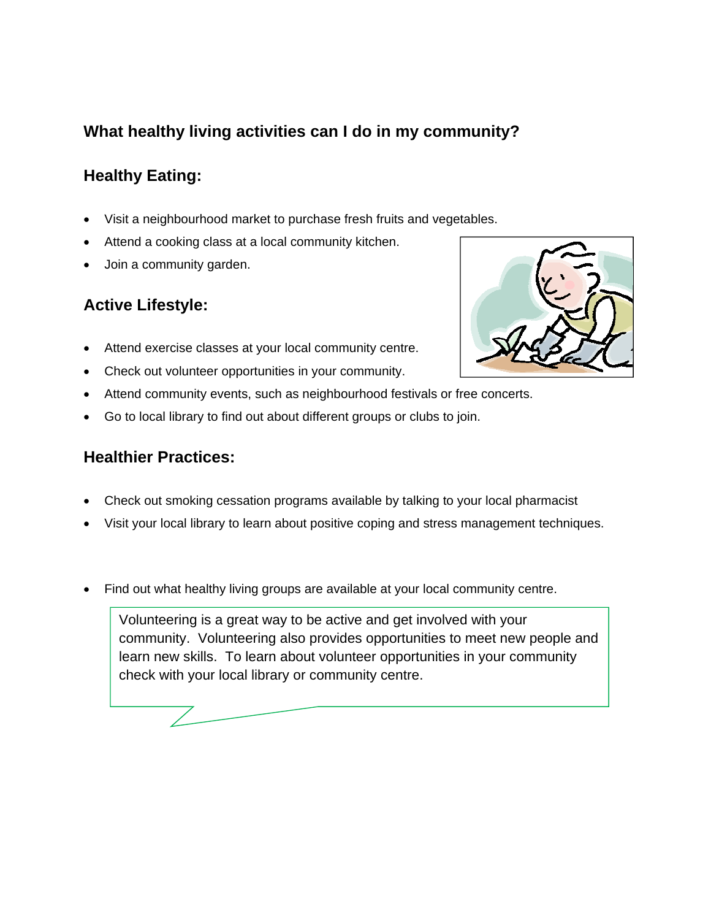## What healthy living activities can I do in my community?

### Healthy Eating:

- Visit a neighbourhood market to purchase fresh fruits and vegetables.
- Attend a cooking class at a local community kitchen.
- Join a community garden.

### Active Lifestyle:

- Attend exercise classes at your local community centre.
- Check out volunteer opportunities in your community.
- Attend community events, such as neighbourhood festivals or free concerts.
- Go to local library to find out about different groups or clubs to join.

### Healthier Practices:

- Check out smoking cessation programs available by talking to your local pharmacist
- Visit your local library to learn about positive coping and stress management techniques.

- Find out what healthy living groups are available at your local community centre.

> Volunteering is a great way to be active and get involved with your community. Volunteering also provides opportunities to meet new people and learn new skills. To learn about volunteer opportunities in your community check with your local library or community centre.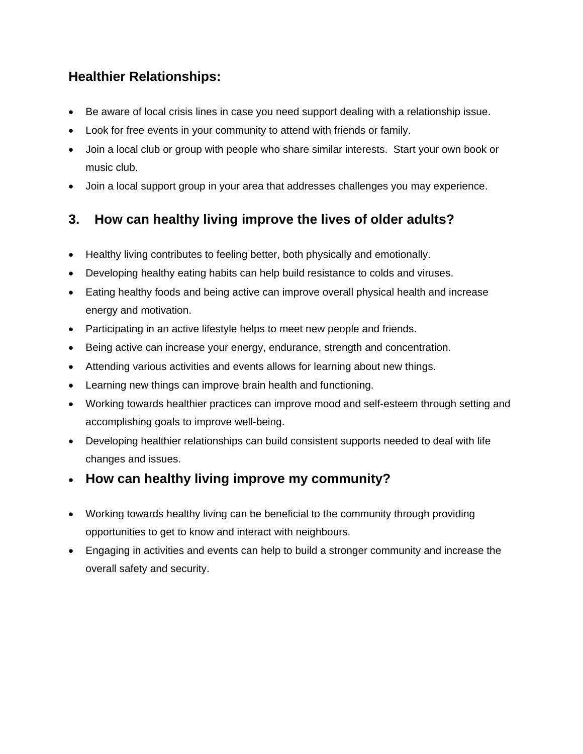### Healthier Relationships:

- Be aware of local crisis lines in case you need support dealing with a relationship issue.
- Look for free events in your community to attend with friends or family.
- Join a local club or group with people who share similar interests. Start your own book or music club.
- Join a local support group in your area that addresses challenges you may experience.

## 3. How can healthy living improve the lives of older adults?

- Healthy living contributes to feeling better, both physically and emotionally.
- Developing healthy eating habits can help build resistance to colds and viruses.
- Eating healthy foods and being active can improve overall physical health and increase energy and motivation.
- Participating in an active lifestyle helps to meet new people and friends.
- Being active can increase your energy, endurance, strength and concentration.
- Attending various activities and events allows for learning about new things.
- Learning new things can improve brain health and functioning.
- Working towards healthier practices can improve mood and self-esteem through setting and accomplishing goals to improve well-being.
- Developing healthier relationships can build consistent supports needed to deal with life changes and issues.

## How can healthy living improve my community?

- Working towards healthy living can be beneficial to the community through providing opportunities to get to know and interact with neighbours.
- Engaging in activities and events can help to build a stronger community and increase the overall safety and security.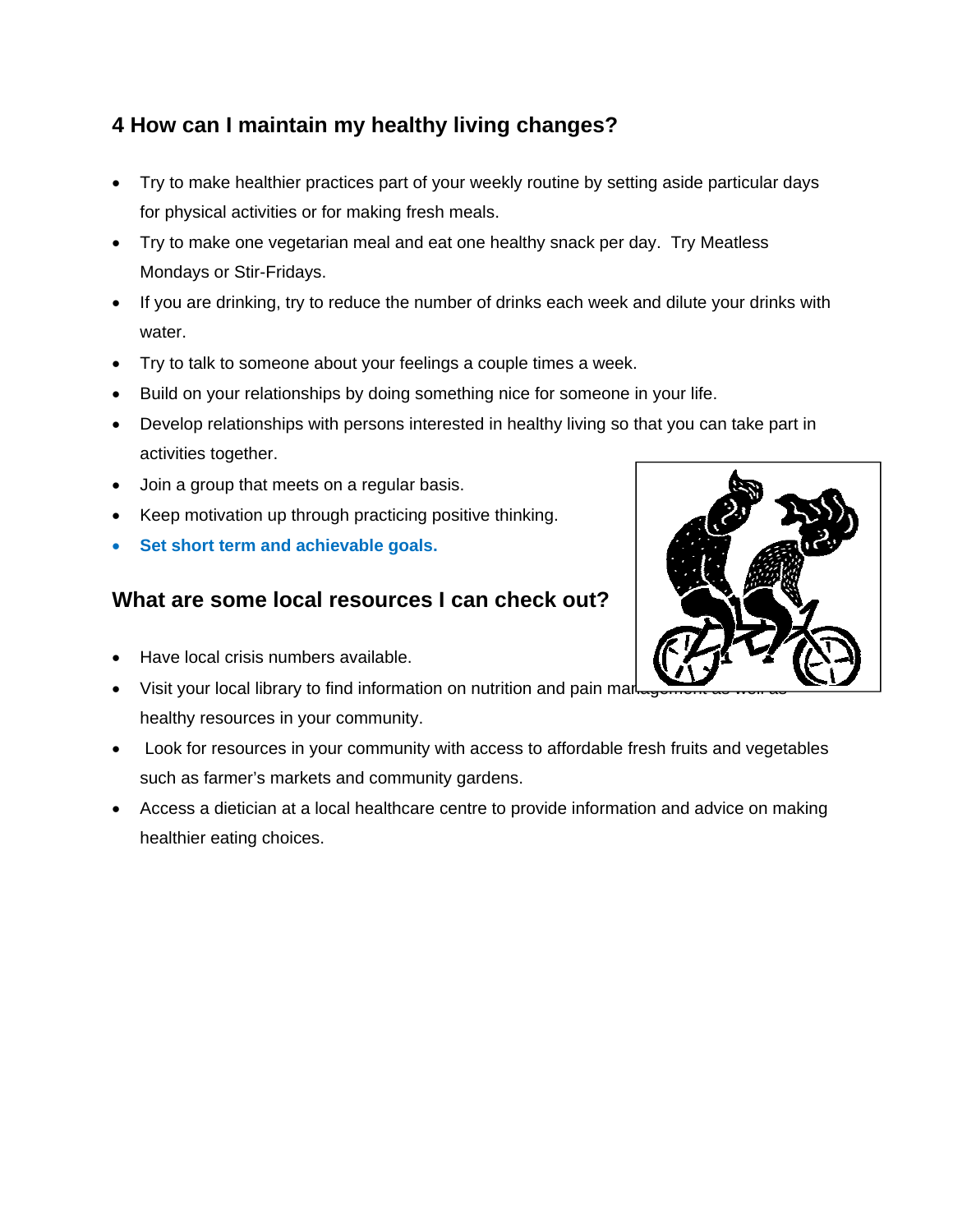## 4 How can I maintain my healthy living changes?

- Try to make healthier practices part of your weekly routine by setting aside particular days for physical activities or for making fresh meals.
- Try to make one vegetarian meal and eat one healthy snack per day. Try Meatless Mondays or Stir-Fridays.
- If you are drinking, try to reduce the number of drinks each week and dilute your drinks with water.
- Try to talk to someone about your feelings a couple times a week.
- Build on your relationships by doing something nice for someone in your life.
- Develop relationships with persons interested in healthy living so that you can take part in activities together.
- Join a group that meets on a regular basis.
- Keep motivation up through practicing positive thinking.
- **Set short term and achievable goals.**

## What are some local resources I can check out?

- Have local crisis numbers available.
- Visit your local library to find information on nutrition and pain management as well as healthy resources in your community.
- Look for resources in your community with access to affordable fresh fruits and vegetables such as farmer's markets and community gardens.
- Access a dietician at a local healthcare centre to provide information and advice on making healthier eating choices.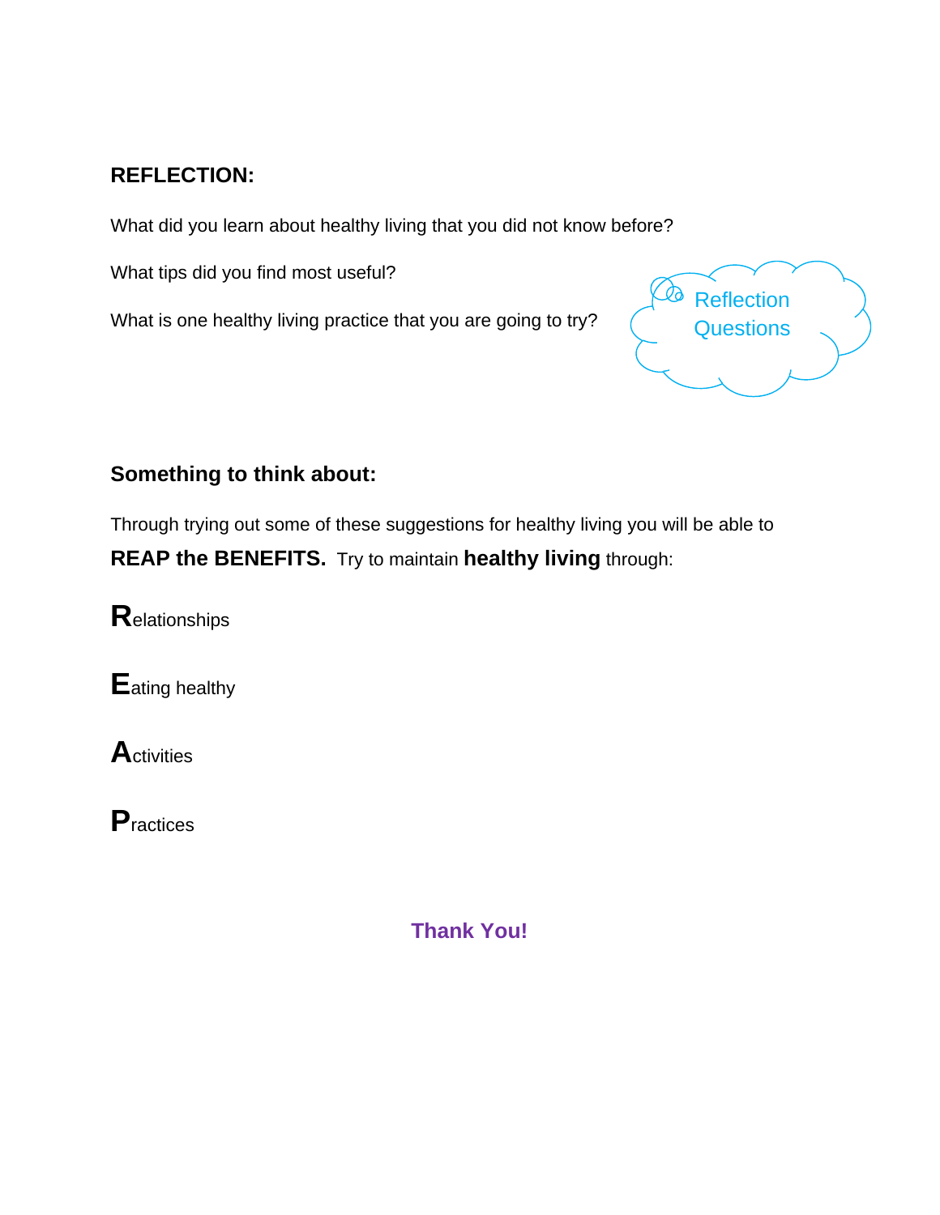## REFLECTION:

What did you learn about healthy living that you did not know before?

What tips did you find most useful?

What is one healthy living practice that you are going to try?

Reflection Questions

## Something to think about:

Through trying out some of these suggestions for healthy living you will be able to **REAP the BENEFITS.** Try to maintain **healthy living** through:

**R**elationships

**E**ating healthy

**A**ctivities

**P**ractices

**Thank You!**